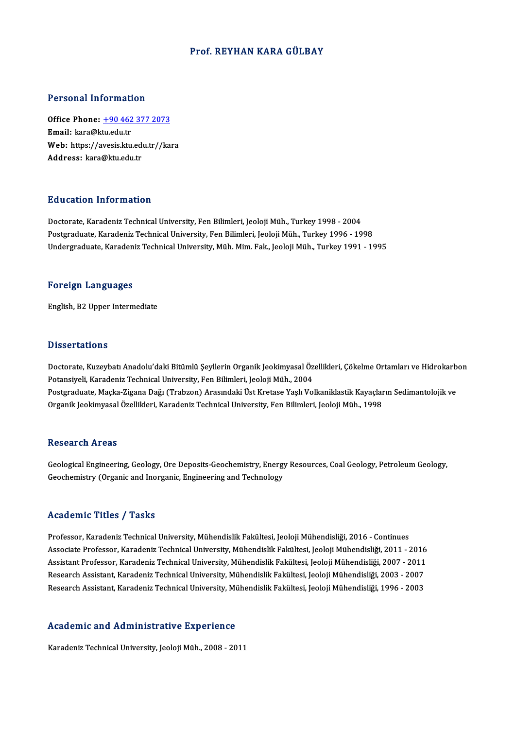# Prof. REYHAN KARA GÜLBAY

## Personal Information

**Office Phone:** +90 462 377 2073
**Email:** kara@ktu.edu.tr
**Web:** https://avesis.ktu.edu.tr//kara
**Address:** kara@ktu.edu.tr

## Education Information

Doctorate, Karadeniz Technical University, Fen Bilimleri, Jeoloji Müh., Turkey 1998 - 2004
Postgraduate, Karadeniz Technical University, Fen Bilimleri, Jeoloji Müh., Turkey 1996 - 1998
Undergraduate, Karadeniz Technical University, Müh. Mim. Fak., Jeoloji Müh., Turkey 1991 - 1995

## Foreign Languages

English, B2 Upper Intermediate

## Dissertations

Doctorate, Kuzeybatı Anadolu'daki Bitümlü Şeyllerin Organik Jeokimyasal Özellikleri, Çökelme Ortamları ve Hidrokarbon Potansiyeli, Karadeniz Technical University, Fen Bilimleri, Jeoloji Müh., 2004
Postgraduate, Maçka-Zigana Dağı (Trabzon) Arasındaki Üst Kretase Yaşlı Volkaniklastik Kayaçların Sedimantolojik ve Organik Jeokimyasal Özellikleri, Karadeniz Technical University, Fen Bilimleri, Jeoloji Müh., 1998

## Research Areas

Geological Engineering, Geology, Ore Deposits-Geochemistry, Energy Resources, Coal Geology, Petroleum Geology, Geochemistry (Organic and Inorganic, Engineering and Technology

## Academic Titles / Tasks

Professor, Karadeniz Technical University, Mühendislik Fakültesi, Jeoloji Mühendisliği, 2016 - Continues
Associate Professor, Karadeniz Technical University, Mühendislik Fakültesi, Jeoloji Mühendisliği, 2011 - 2016
Assistant Professor, Karadeniz Technical University, Mühendislik Fakültesi, Jeoloji Mühendisliği, 2007 - 2011
Research Assistant, Karadeniz Technical University, Mühendislik Fakültesi, Jeoloji Mühendisliği, 2003 - 2007
Research Assistant, Karadeniz Technical University, Mühendislik Fakültesi, Jeoloji Mühendisliği, 1996 - 2003

## Academic and Administrative Experience

Karadeniz Technical University, Jeoloji Müh., 2008 - 2011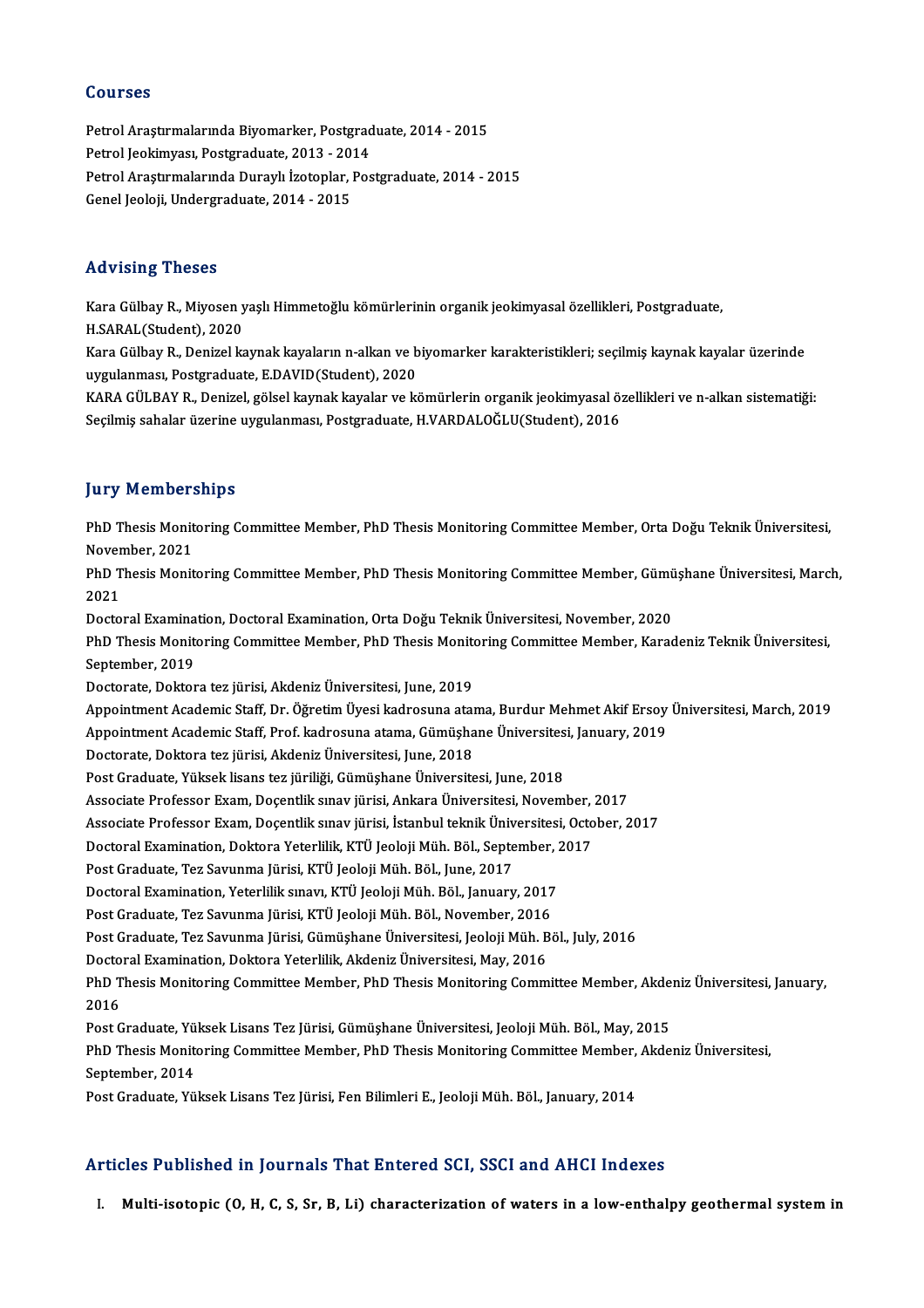## Courses

Petrol Araştırmalarında Biyomarker, Postgraduate, 2014 - 2015
Petrol Jeokimyası, Postgraduate, 2013 - 2014
Petrol Araştırmalarında Duraylı İzotoplar, Postgraduate, 2014 - 2015
Genel Jeoloji, Undergraduate, 2014 - 2015

## Advising Theses

Kara Gülbay R., Miyosen yaşlı Himmetoğlu kömürlerinin organik jeokimyasal özellikleri, Postgraduate, H.SARAL(Student), 2020
Kara Gülbay R., Denizel kaynak kayaların n-alkan ve biyomarker karakteristikleri; seçilmiş kaynak kayalar üzerinde uygulanması, Postgraduate, E.DAVID(Student), 2020
KARA GÜLBAY R., Denizel, gölsel kaynak kayalar ve kömürlerin organik jeokimyasal özellikleri ve n-alkan sistematiği: Seçilmiş sahalar üzerine uygulanması, Postgraduate, H.VARDALOĞLU(Student), 2016

## Jury Memberships

PhD Thesis Monitoring Committee Member, PhD Thesis Monitoring Committee Member, Orta Doğu Teknik Üniversitesi, November, 2021
PhD Thesis Monitoring Committee Member, PhD Thesis Monitoring Committee Member, Gümüşhane Üniversitesi, March, 2021
Doctoral Examination, Doctoral Examination, Orta Doğu Teknik Üniversitesi, November, 2020
PhD Thesis Monitoring Committee Member, PhD Thesis Monitoring Committee Member, Karadeniz Teknik Üniversitesi, September, 2019
Doctorate, Doktora tez jürisi, Akdeniz Üniversitesi, June, 2019
Appointment Academic Staff, Dr. Öğretim Üyesi kadrosuna atama, Burdur Mehmet Akif Ersoy Üniversitesi, March, 2019
Appointment Academic Staff, Prof. kadrosuna atama, Gümüşhane Üniversitesi, January, 2019
Doctorate, Doktora tez jürisi, Akdeniz Üniversitesi, June, 2018
Post Graduate, Yüksek lisans tez jüriliği, Gümüşhane Üniversitesi, June, 2018
Associate Professor Exam, Doçentlik sınav jürisi, Ankara Üniversitesi, November, 2017
Associate Professor Exam, Doçentlik sınav jürisi, İstanbul teknik Üniversitesi, October, 2017
Doctoral Examination, Doktora Yeterlilik, KTÜ Jeoloji Müh. Böl., September, 2017
Post Graduate, Tez Savunma Jürisi, KTÜ Jeoloji Müh. Böl., June, 2017
Doctoral Examination, Yeterlilik sınavı, KTÜ Jeoloji Müh. Böl., January, 2017
Post Graduate, Tez Savunma Jürisi, KTÜ Jeoloji Müh. Böl., November, 2016
Post Graduate, Tez Savunma Jürisi, Gümüşhane Üniversitesi, Jeoloji Müh. Böl., July, 2016
Doctoral Examination, Doktora Yeterlilik, Akdeniz Üniversitesi, May, 2016
PhD Thesis Monitoring Committee Member, PhD Thesis Monitoring Committee Member, Akdeniz Üniversitesi, January, 2016
Post Graduate, Yüksek Lisans Tez Jürisi, Gümüşhane Üniversitesi, Jeoloji Müh. Böl., May, 2015
PhD Thesis Monitoring Committee Member, PhD Thesis Monitoring Committee Member, Akdeniz Üniversitesi, September, 2014
Post Graduate, Yüksek Lisans Tez Jürisi, Fen Bilimleri E., Jeoloji Müh. Böl., January, 2014

## Articles Published in Journals That Entered SCI, SSCI and AHCI Indexes

I. **Multi-isotopic (O, H, C, S, Sr, B, Li) characterization of waters in a low-enthalpy geothermal system in**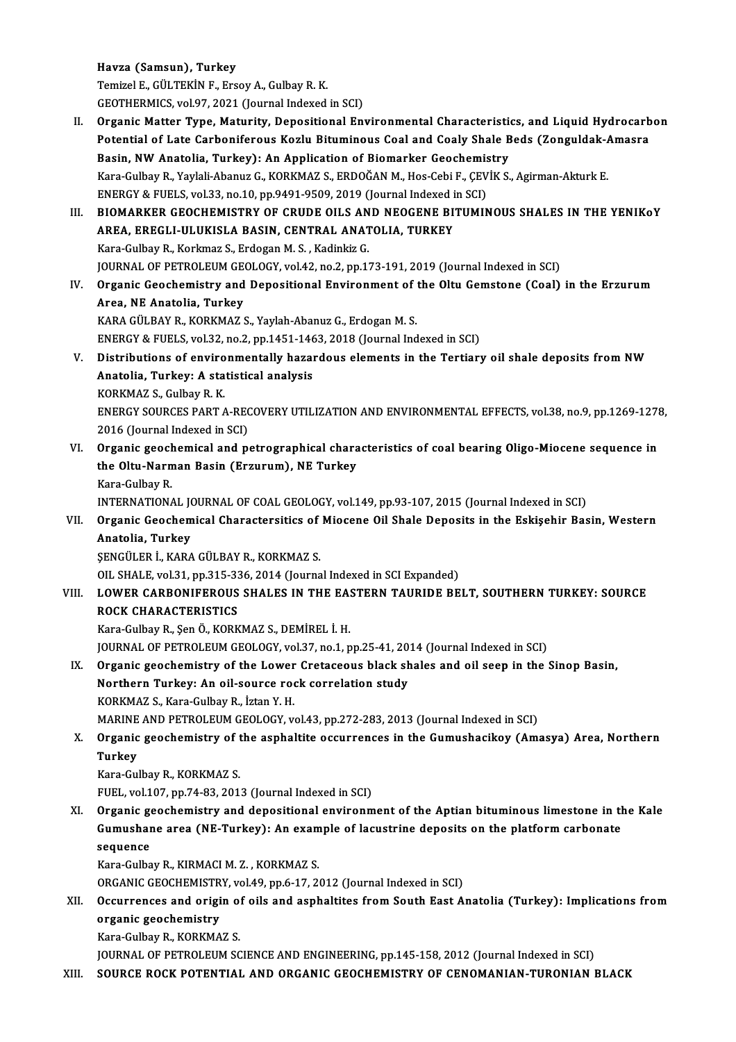Havza (Samsun), Turkey
Temizel E., GÜLTEKİN F., Ersoy A., Gulbay R. K.
GEOTHERMICS, vol.97, 2021 (Journal Indexed in SCI)

II. **Organic Matter Type, Maturity, Depositional Environmental Characteristics, and Liquid Hydrocarbon Potential of Late Carboniferous Kozlu Bituminous Coal and Coaly Shale Beds (Zonguldak-Amasra Basin, NW Anatolia, Turkey): An Application of Biomarker Geochemistry**
Kara-Gulbay R., Yaylali-Abanuz G., KORKMAZ S., ERDOĞAN M., Hos-Cebi F., ÇEVİK S., Agirman-Akturk E.
ENERGY & FUELS, vol.33, no.10, pp.9491-9509, 2019 (Journal Indexed in SCI)

III. **BIOMARKER GEOCHEMISTRY OF CRUDE OILS AND NEOGENE BITUMINOUS SHALES IN THE YENIKoY AREA, EREGLI-ULUKISLA BASIN, CENTRAL ANATOLIA, TURKEY**
Kara-Gulbay R., Korkmaz S., Erdogan M. S. , Kadinkiz G.
JOURNAL OF PETROLEUM GEOLOGY, vol.42, no.2, pp.173-191, 2019 (Journal Indexed in SCI)

IV. **Organic Geochemistry and Depositional Environment of the Oltu Gemstone (Coal) in the Erzurum Area, NE Anatolia, Turkey**
KARA GÜLBAY R., KORKMAZ S., Yaylalı-Abanuz G., Erdogan M. S.
ENERGY & FUELS, vol.32, no.2, pp.1451-1463, 2018 (Journal Indexed in SCI)

V. **Distributions of environmentally hazardous elements in the Tertiary oil shale deposits from NW Anatolia, Turkey: A statistical analysis**
KORKMAZ S., Gulbay R. K.
ENERGY SOURCES PART A-RECOVERY UTILIZATION AND ENVIRONMENTAL EFFECTS, vol.38, no.9, pp.1269-1278, 2016 (Journal Indexed in SCI)

VI. **Organic geochemical and petrographical characteristics of coal bearing Oligo-Miocene sequence in the Oltu-Narman Basin (Erzurum), NE Turkey**
Kara-Gulbay R.
INTERNATIONAL JOURNAL OF COAL GEOLOGY, vol.149, pp.93-107, 2015 (Journal Indexed in SCI)

VII. **Organic Geochemical Charactersitics of Miocene Oil Shale Deposits in the Eskişehir Basin, Western Anatolia, Turkey**
ŞENGÜLER İ., KARA GÜLBAY R., KORKMAZ S.
OIL SHALE, vol.31, pp.315-336, 2014 (Journal Indexed in SCI Expanded)

VIII. **LOWER CARBONIFEROUS SHALES IN THE EASTERN TAURIDE BELT, SOUTHERN TURKEY: SOURCE ROCK CHARACTERISTICS**
Kara-Gulbay R., Şen Ö., KORKMAZ S., DEMİREL İ. H.
JOURNAL OF PETROLEUM GEOLOGY, vol.37, no.1, pp.25-41, 2014 (Journal Indexed in SCI)

IX. **Organic geochemistry of the Lower Cretaceous black shales and oil seep in the Sinop Basin, Northern Turkey: An oil-source rock correlation study**
KORKMAZ S., Kara-Gulbay R., İztan Y. H.
MARINE AND PETROLEUM GEOLOGY, vol.43, pp.272-283, 2013 (Journal Indexed in SCI)

X. **Organic geochemistry of the asphaltite occurrences in the Gumushacikoy (Amasya) Area, Northern Turkey**
Kara-Gulbay R., KORKMAZ S.
FUEL, vol.107, pp.74-83, 2013 (Journal Indexed in SCI)

XI. **Organic geochemistry and depositional environment of the Aptian bituminous limestone in the Kale Gumushane area (NE-Turkey): An example of lacustrine deposits on the platform carbonate sequence**
Kara-Gulbay R., KIRMACI M. Z. , KORKMAZ S.
ORGANIC GEOCHEMISTRY, vol.49, pp.6-17, 2012 (Journal Indexed in SCI)

XII. **Occurrences and origin of oils and asphaltites from South East Anatolia (Turkey): Implications from organic geochemistry**
Kara-Gulbay R., KORKMAZ S.
JOURNAL OF PETROLEUM SCIENCE AND ENGINEERING, pp.145-158, 2012 (Journal Indexed in SCI)

XIII. **SOURCE ROCK POTENTIAL AND ORGANIC GEOCHEMISTRY OF CENOMANIAN-TURONIAN BLACK**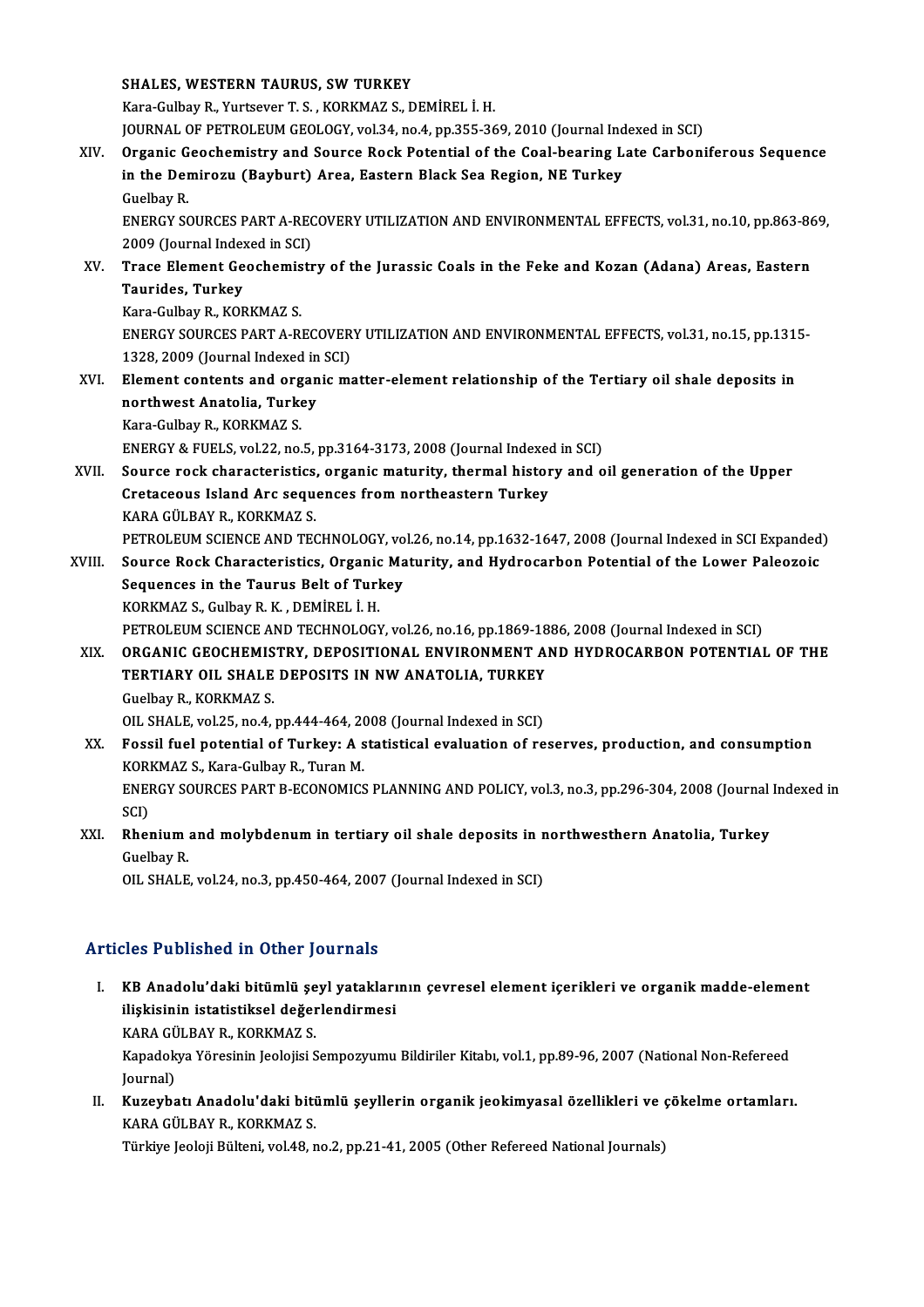**SHALES, WESTERN TAURUS, SW TURKEY**
Kara-Gulbay R., Yurtsever T. S. , KORKMAZ S., DEMİREL İ. H.
JOURNAL OF PETROLEUM GEOLOGY, vol.34, no.4, pp.355-369, 2010 (Journal Indexed in SCI)

XIV. **Organic Geochemistry and Source Rock Potential of the Coal-bearing Late Carboniferous Sequence in the Demirozu (Bayburt) Area, Eastern Black Sea Region, NE Turkey**
Guelbay R.
ENERGY SOURCES PART A-RECOVERY UTILIZATION AND ENVIRONMENTAL EFFECTS, vol.31, no.10, pp.863-869, 2009 (Journal Indexed in SCI)

XV. **Trace Element Geochemistry of the Jurassic Coals in the Feke and Kozan (Adana) Areas, Eastern Taurides, Turkey**
Kara-Gulbay R., KORKMAZ S.
ENERGY SOURCES PART A-RECOVERY UTILIZATION AND ENVIRONMENTAL EFFECTS, vol.31, no.15, pp.1315-1328, 2009 (Journal Indexed in SCI)

XVI. **Element contents and organic matter-element relationship of the Tertiary oil shale deposits in northwest Anatolia, Turkey**
Kara-Gulbay R., KORKMAZ S.
ENERGY & FUELS, vol.22, no.5, pp.3164-3173, 2008 (Journal Indexed in SCI)

XVII. **Source rock characteristics, organic maturity, thermal history and oil generation of the Upper Cretaceous Island Arc sequences from northeastern Turkey**
KARA GÜLBAY R., KORKMAZ S.
PETROLEUM SCIENCE AND TECHNOLOGY, vol.26, no.14, pp.1632-1647, 2008 (Journal Indexed in SCI Expanded)

XVIII. **Source Rock Characteristics, Organic Maturity, and Hydrocarbon Potential of the Lower Paleozoic Sequences in the Taurus Belt of Turkey**
KORKMAZ S., Gulbay R. K. , DEMİREL İ. H.
PETROLEUM SCIENCE AND TECHNOLOGY, vol.26, no.16, pp.1869-1886, 2008 (Journal Indexed in SCI)

XIX. **ORGANIC GEOCHEMISTRY, DEPOSITIONAL ENVIRONMENT AND HYDROCARBON POTENTIAL OF THE TERTIARY OIL SHALE DEPOSITS IN NW ANATOLIA, TURKEY**
Guelbay R., KORKMAZ S.
OIL SHALE, vol.25, no.4, pp.444-464, 2008 (Journal Indexed in SCI)

XX. **Fossil fuel potential of Turkey: A statistical evaluation of reserves, production, and consumption**
KORKMAZ S., Kara-Gulbay R., Turan M.
ENERGY SOURCES PART B-ECONOMICS PLANNING AND POLICY, vol.3, no.3, pp.296-304, 2008 (Journal Indexed in SCI)

XXI. **Rhenium and molybdenum in tertiary oil shale deposits in northwesthern Anatolia, Turkey**
Guelbay R.
OIL SHALE, vol.24, no.3, pp.450-464, 2007 (Journal Indexed in SCI)

## Articles Published in Other Journals

I. **KB Anadolu'daki bitümlü şeyl yataklarının çevresel element içerikleri ve organik madde-element ilişkisinin istatistiksel değerlendirmesi**
KARA GÜLBAY R., KORKMAZ S.
Kapadokya Yöresinin Jeolojisi Sempozyumu Bildiriler Kitabı, vol.1, pp.89-96, 2007 (National Non-Refereed Journal)

II. **Kuzeybatı Anadolu'daki bitümlü şeyllerin organik jeokimyasal özellikleri ve çökelme ortamları.**
KARA GÜLBAY R., KORKMAZ S.
Türkiye Jeoloji Bülteni, vol.48, no.2, pp.21-41, 2005 (Other Refereed National Journals)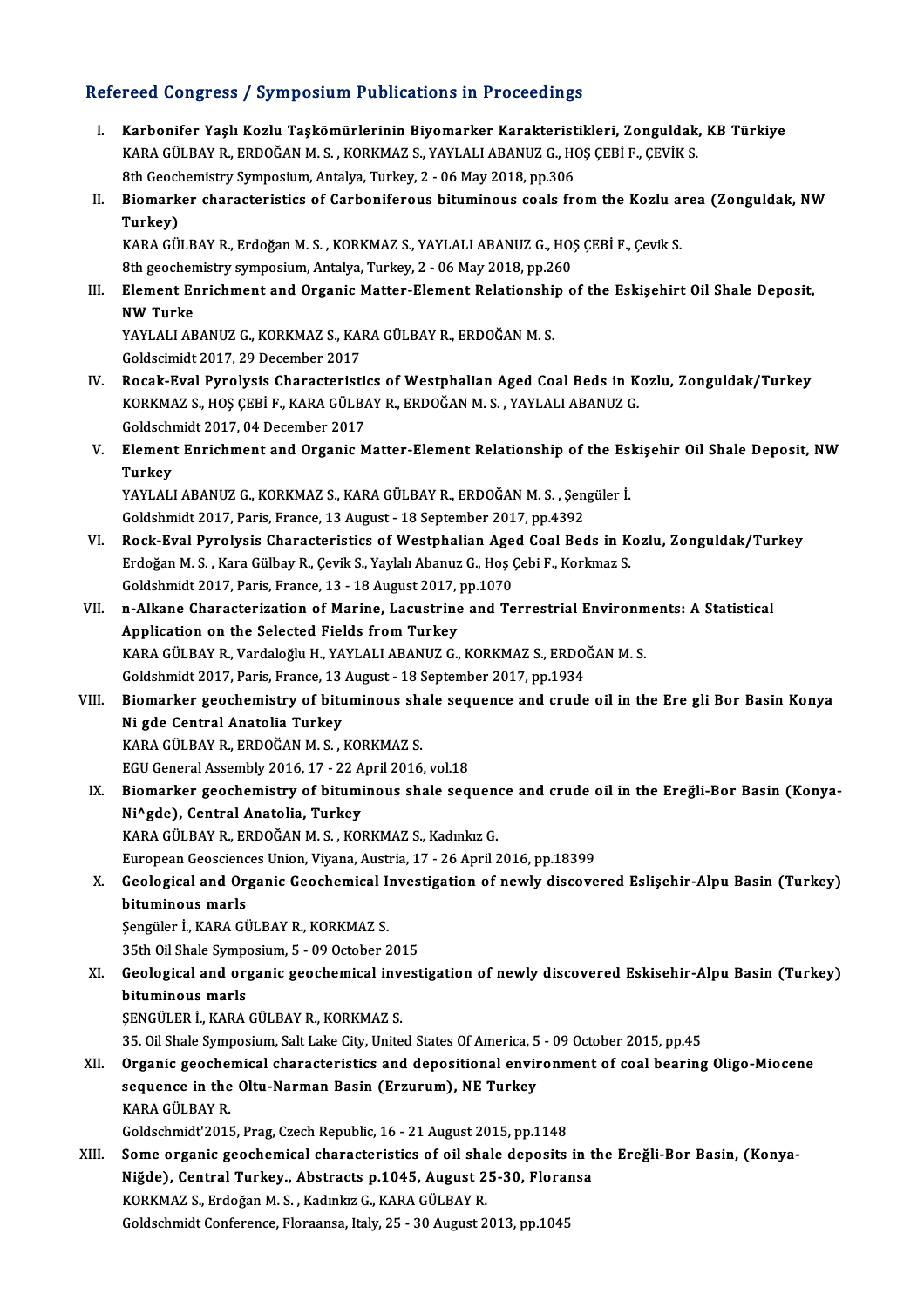## Refereed Congress / Symposium Publications in Proceedings

I. **Karbonifer Yaşlı Kozlu Taşkömürlerinin Biyomarker Karakteristikleri, Zonguldak, KB Türkiye**
KARA GÜLBAY R., ERDOĞAN M. S. , KORKMAZ S., YAYLALI ABANUZ G., HOŞ ÇEBİ F., ÇEVİK S.
8th Geochemistry Symposium, Antalya, Turkey, 2 - 06 May 2018, pp.306

II. **Biomarker characteristics of Carboniferous bituminous coals from the Kozlu area (Zonguldak, NW Turkey)**
KARA GÜLBAY R., Erdoğan M. S. , KORKMAZ S., YAYLALI ABANUZ G., HOŞ ÇEBİ F., Çevik S.
8th geochemistry symposium, Antalya, Turkey, 2 - 06 May 2018, pp.260

III. **Element Enrichment and Organic Matter-Element Relationship of the Eskişehirt Oil Shale Deposit, NW Turke**
YAYLALI ABANUZ G., KORKMAZ S., KARA GÜLBAY R., ERDOĞAN M. S.
Goldscimidt 2017, 29 December 2017

IV. **Rocak-Eval Pyrolysis Characteristics of Westphalian Aged Coal Beds in Kozlu, Zonguldak/Turkey**
KORKMAZ S., HOŞ ÇEBİ F., KARA GÜLBAY R., ERDOĞAN M. S. , YAYLALI ABANUZ G.
Goldschmidt 2017, 04 December 2017

V. **Element Enrichment and Organic Matter-Element Relationship of the Eskişehir Oil Shale Deposit, NW Turkey**
YAYLALI ABANUZ G., KORKMAZ S., KARA GÜLBAY R., ERDOĞAN M. S. , Şengüler İ.
Goldshmidt 2017, Paris, France, 13 August - 18 September 2017, pp.4392

VI. **Rock-Eval Pyrolysis Characteristics of Westphalian Aged Coal Beds in Kozlu, Zonguldak/Turkey**
Erdoğan M. S. , Kara Gülbay R., Çevik S., Yaylalı Abanuz G., Hoş Çebi F., Korkmaz S.
Goldshmidt 2017, Paris, France, 13 - 18 August 2017, pp.1070

VII. **n-Alkane Characterization of Marine, Lacustrine and Terrestrial Environments: A Statistical Application on the Selected Fields from Turkey**
KARA GÜLBAY R., Vardaloğlu H., YAYLALI ABANUZ G., KORKMAZ S., ERDOĞAN M. S.
Goldshmidt 2017, Paris, France, 13 August - 18 September 2017, pp.1934

VIII. **Biomarker geochemistry of bituminous shale sequence and crude oil in the Ere gli Bor Basin Konya Ni gde Central Anatolia Turkey**
KARA GÜLBAY R., ERDOĞAN M. S. , KORKMAZ S.
EGU General Assembly 2016, 17 - 22 April 2016, vol.18

IX. **Biomarker geochemistry of bituminous shale sequence and crude oil in the Ereğli-Bor Basin (Konya-Ni^gde), Central Anatolia, Turkey**
KARA GÜLBAY R., ERDOĞAN M. S. , KORKMAZ S., Kadınkız G.
European Geosciences Union, Viyana, Austria, 17 - 26 April 2016, pp.18399

X. **Geological and Organic Geochemical Investigation of newly discovered Eslişehir-Alpu Basin (Turkey) bituminous marls**
Şengüler İ., KARA GÜLBAY R., KORKMAZ S.
35th Oil Shale Symposium, 5 - 09 October 2015

XI. **Geological and organic geochemical investigation of newly discovered Eskisehir-Alpu Basin (Turkey) bituminous marls**
ŞENGÜLER İ., KARA GÜLBAY R., KORKMAZ S.
35. Oil Shale Symposium, Salt Lake City, United States Of America, 5 - 09 October 2015, pp.45

XII. **Organic geochemical characteristics and depositional environment of coal bearing Oligo-Miocene sequence in the Oltu-Narman Basin (Erzurum), NE Turkey**
KARA GÜLBAY R.
Goldschmidt'2015, Prag, Czech Republic, 16 - 21 August 2015, pp.1148

XIII. **Some organic geochemical characteristics of oil shale deposits in the Ereğli-Bor Basin, (Konya-Niğde), Central Turkey., Abstracts p.1045, August 25-30, Floransa**
KORKMAZ S., Erdoğan M. S. , Kadınkız G., KARA GÜLBAY R.
Goldschmidt Conference, Floraansa, Italy, 25 - 30 August 2013, pp.1045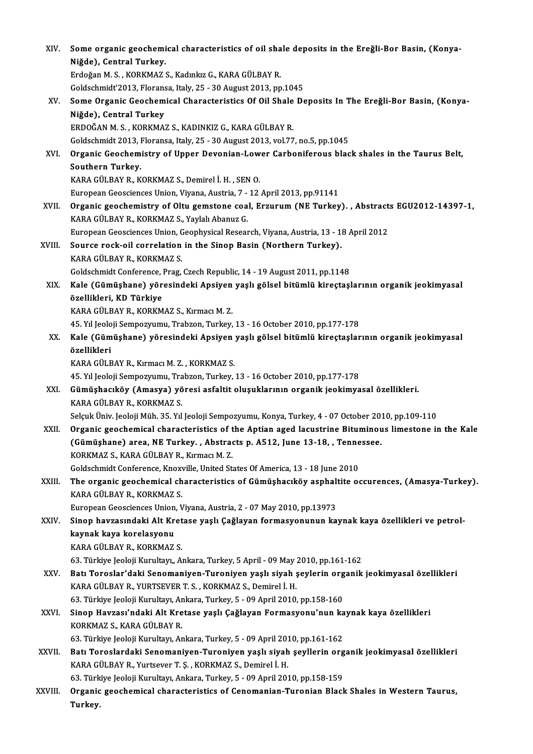XIV. **Some organic geochemical characteristics of oil shale deposits in the Ereğli-Bor Basin, (Konya-Niğde), Central Turkey.**
Erdoğan M. S. , KORKMAZ S., Kadınkız G., KARA GÜLBAY R.
Goldschmidt'2013, Floransa, Italy, 25 - 30 August 2013, pp.1045

XV. **Some Organic Geochemical Characteristics Of Oil Shale Deposits In The Ereğli-Bor Basin, (Konya-Niğde), Central Turkey**
ERDOĞAN M. S. , KORKMAZ S., KADINKIZ G., KARA GÜLBAY R.
Goldschmidt 2013, Floransa, Italy, 25 - 30 August 2013, vol.77, no.5, pp.1045

XVI. **Organic Geochemistry of Upper Devonian-Lower Carboniferous black shales in the Taurus Belt, Southern Turkey.**
KARA GÜLBAY R., KORKMAZ S., Demirel İ. H. , SEN O.
European Geosciences Union, Viyana, Austria, 7 - 12 April 2013, pp.91141

XVII. **Organic geochemistry of Oltu gemstone coal, Erzurum (NE Turkey). , Abstracts EGU2012-14397-1,**
KARA GÜLBAY R., KORKMAZ S., Yaylalı Abanuz G.
European Geosciences Union, Geophysical Research, Viyana, Austria, 13 - 18 April 2012

XVIII. **Source rock-oil correlation in the Sinop Basin (Northern Turkey).**
KARA GÜLBAY R., KORKMAZ S.
Goldschmidt Conference, Prag, Czech Republic, 14 - 19 August 2011, pp.1148

XIX. **Kale (Gümüşhane) yöresindeki Apsiyen yaşlı gölsel bitümlü kireçtaşlarının organik jeokimyasal özellikleri, KD Türkiye**
KARA GÜLBAY R., KORKMAZ S., Kırmacı M. Z.
45. Yıl Jeoloji Sempozyumu, Trabzon, Turkey, 13 - 16 October 2010, pp.177-178

XX. **Kale (Gümüşhane) yöresindeki Apsiyen yaşlı gölsel bitümlü kireçtaşlarının organik jeokimyasal özellikleri**
KARA GÜLBAY R., Kırmacı M. Z. , KORKMAZ S.
45. Yıl Jeoloji Sempozyumu, Trabzon, Turkey, 13 - 16 October 2010, pp.177-178

XXI. **Gümüşhacıköy (Amasya) yöresi asfaltit oluşuklarının organik jeokimyasal özellikleri.**
KARA GÜLBAY R., KORKMAZ S.
Selçuk Üniv. Jeoloji Müh. 35. Yıl Jeoloji Sempozyumu, Konya, Turkey, 4 - 07 October 2010, pp.109-110

XXII. **Organic geochemical characteristics of the Aptian aged lacustrine Bituminous limestone in the Kale (Gümüşhane) area, NE Turkey. , Abstracts p. A512, June 13-18, , Tennessee.**
KORKMAZ S., KARA GÜLBAY R., Kırmacı M. Z.
Goldschmidt Conference, Knoxville, United States Of America, 13 - 18 June 2010

XXIII. **The organic geochemical characteristics of Gümüşhacıköy asphaltite occurences, (Amasya-Turkey).**
KARA GÜLBAY R., KORKMAZ S.
European Geosciences Union, Viyana, Austria, 2 - 07 May 2010, pp.13973

XXIV. **Sinop havzasındaki Alt Kretase yaşlı Çağlayan formasyonunun kaynak kaya özellikleri ve petrol-kaynak kaya korelasyonu**
KARA GÜLBAY R., KORKMAZ S.
63. Türkiye Jeoloji Kurultayı,, Ankara, Turkey, 5 April - 09 May 2010, pp.161-162

XXV. **Batı Toroslar'daki Senomaniyen-Turoniyen yaşlı siyah şeylerin organik jeokimyasal özellikleri**
KARA GÜLBAY R., YURTSEVER T. S. , KORKMAZ S., Demirel İ. H.
63. Türkiye Jeoloji Kurultayı, Ankara, Turkey, 5 - 09 April 2010, pp.158-160

XXVI. **Sinop Havzası'ndaki Alt Kretase yaşlı Çağlayan Formasyonu'nun kaynak kaya özellikleri**
KORKMAZ S., KARA GÜLBAY R.
63. Türkiye Jeoloji Kurultayı, Ankara, Turkey, 5 - 09 April 2010, pp.161-162

XXVII. **Batı Toroslardaki Senomaniyen-Turoniyen yaşlı siyah şeyllerin organik jeokimyasal özellikleri**
KARA GÜLBAY R., Yurtsever T. Ş. , KORKMAZ S., Demirel İ. H.
63. Türkiye Jeoloji Kurultayı, Ankara, Turkey, 5 - 09 April 2010, pp.158-159

XXVIII. **Organic geochemical characteristics of Cenomanian-Turonian Black Shales in Western Taurus, Turkey.**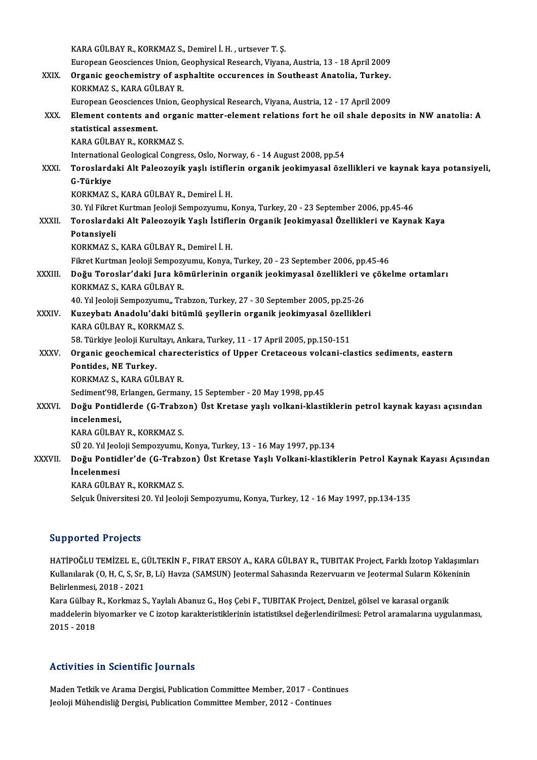KARA GÜLBAY R., KORKMAZ S., Demirel İ. H. , urtsever T. Ş.
European Geosciences Union, Geophysical Research, Viyana, Austria, 13 - 18 April 2009

XXIX. **Organic geochemistry of asphaltite occurences in Southeast Anatolia, Turkey.**
KORKMAZ S., KARA GÜLBAY R.
European Geosciences Union, Geophysical Research, Viyana, Austria, 12 - 17 April 2009

XXX. **Element contents and organic matter-element relations fort he oil shale deposits in NW anatolia: A statistical assesment.**
KARA GÜLBAY R., KORKMAZ S.
International Geological Congress, Oslo, Norway, 6 - 14 August 2008, pp.54

XXXI. **Toroslardaki Alt Paleozoyik yaşlı istiflerin organik jeokimyasal özellikleri ve kaynak kaya potansiyeli, G-Türkiye**
KORKMAZ S., KARA GÜLBAY R., Demirel İ. H.
30. Yıl Fikret Kurtman Jeoloji Sempozyumu, Konya, Turkey, 20 - 23 September 2006, pp.45-46

XXXII. **Toroslardaki Alt Paleozoyik Yaşlı İstiflerin Organik Jeokimyasal Özellikleri ve Kaynak Kaya Potansiyeli**
KORKMAZ S., KARA GÜLBAY R., Demirel İ. H.
Fikret Kurtman Jeoloji Sempozyumu, Konya, Turkey, 20 - 23 September 2006, pp.45-46

XXXIII. **Doğu Toroslar'daki Jura kömürlerinin organik jeokimyasal özellikleri ve çökelme ortamları**
KORKMAZ S., KARA GÜLBAY R.
40. Yıl Jeoloji Sempozyumu,, Trabzon, Turkey, 27 - 30 September 2005, pp.25-26

XXXIV. **Kuzeybatı Anadolu'daki bitümlü şeyllerin organik jeokimyasal özellikleri**
KARA GÜLBAY R., KORKMAZ S.
58. Türkiye Jeoloji Kurultayı, Ankara, Turkey, 11 - 17 April 2005, pp.150-151

XXXV. **Organic geochemical charecteristics of Upper Cretaceous volcani-clastics sediments, eastern Pontides, NE Turkey.**
KORKMAZ S., KARA GÜLBAY R.
Sediment'98, Erlangen, Germany, 15 September - 20 May 1998, pp.45

XXXVI. **Doğu Pontidlerde (G-Trabzon) Üst Kretase yaşlı volkani-klastiklerin petrol kaynak kayası açısından incelenmesi,**
KARA GÜLBAY R., KORKMAZ S.
SÜ 20. Yıl Jeoloji Sempozyumu, Konya, Turkey, 13 - 16 May 1997, pp.134

XXXVII. **Doğu Pontidler'de (G-Trabzon) Üst Kretase Yaşlı Volkani-klastiklerin Petrol Kaynak Kayası Açısından İncelenmesi**
KARA GÜLBAY R., KORKMAZ S.
Selçuk Üniversitesi 20. Yıl Jeoloji Sempozyumu, Konya, Turkey, 12 - 16 May 1997, pp.134-135

## Supported Projects

HATİPOĞLU TEMİZEL E., GÜLTEKİN F., FIRAT ERSOY A., KARA GÜLBAY R., TUBITAK Project, Farklı İzotop Yaklaşımları Kullanılarak (O, H, C, S, Sr, B, Li) Havza (SAMSUN) Jeotermal Sahasında Rezervuarın ve Jeotermal Suların Kökeninin Belirlenmesi, 2018 - 2021

Kara Gülbay R., Korkmaz S., Yaylalı Abanuz G., Hoş Çebi F., TUBITAK Project, Denizel, gölsel ve karasal organik maddelerin biyomarker ve C izotop karakteristiklerinin istatistiksel değerlendirilmesi: Petrol aramalarına uygulanması, 2015 - 2018

## Activities in Scientific Journals

Maden Tetkik ve Arama Dergisi, Publication Committee Member, 2017 - Continues
Jeoloji Mühendisliğ Dergisi, Publication Committee Member, 2012 - Continues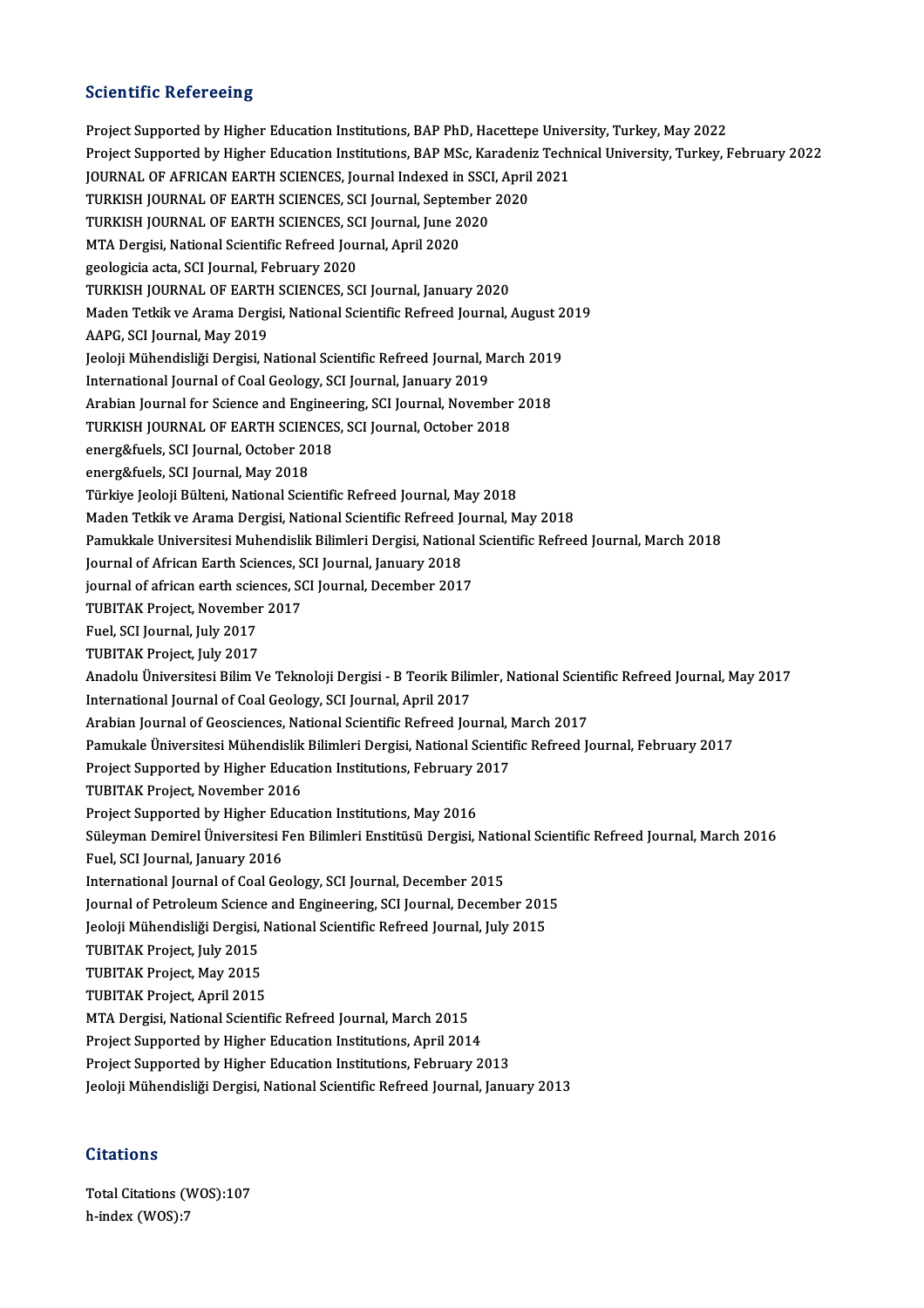## Scientific Refereeing

Project Supported by Higher Education Institutions, BAP PhD, Hacettepe University, Turkey, May 2022
Project Supported by Higher Education Institutions, BAP MSc, Karadeniz Technical University, Turkey, February 2022
JOURNAL OF AFRICAN EARTH SCIENCES, Journal Indexed in SSCI, April 2021
TURKISH JOURNAL OF EARTH SCIENCES, SCI Journal, September 2020
TURKISH JOURNAL OF EARTH SCIENCES, SCI Journal, June 2020
MTA Dergisi, National Scientific Refreed Journal, April 2020
geologicia acta, SCI Journal, February 2020
TURKISH JOURNAL OF EARTH SCIENCES, SCI Journal, January 2020
Maden Tetkik ve Arama Dergisi, National Scientific Refreed Journal, August 2019
AAPG, SCI Journal, May 2019
Jeoloji Mühendisliği Dergisi, National Scientific Refreed Journal, March 2019
International Journal of Coal Geology, SCI Journal, January 2019
Arabian Journal for Science and Engineering, SCI Journal, November 2018
TURKISH JOURNAL OF EARTH SCIENCES, SCI Journal, October 2018
energ&fuels, SCI Journal, October 2018
energ&fuels, SCI Journal, May 2018
Türkiye Jeoloji Bülteni, National Scientific Refreed Journal, May 2018
Maden Tetkik ve Arama Dergisi, National Scientific Refreed Journal, May 2018
Pamukkale Universitesi Muhendislik Bilimleri Dergisi, National Scientific Refreed Journal, March 2018
Journal of African Earth Sciences, SCI Journal, January 2018
journal of african earth sciences, SCI Journal, December 2017
TUBITAK Project, November 2017
Fuel, SCI Journal, July 2017
TUBITAK Project, July 2017
Anadolu Üniversitesi Bilim Ve Teknoloji Dergisi - B Teorik Bilimler, National Scientific Refreed Journal, May 2017
International Journal of Coal Geology, SCI Journal, April 2017
Arabian Journal of Geosciences, National Scientific Refreed Journal, March 2017
Pamukale Üniversitesi Mühendislik Bilimleri Dergisi, National Scientific Refreed Journal, February 2017
Project Supported by Higher Education Institutions, February 2017
TUBITAK Project, November 2016
Project Supported by Higher Education Institutions, May 2016
Süleyman Demirel Üniversitesi Fen Bilimleri Enstitüsü Dergisi, National Scientific Refreed Journal, March 2016
Fuel, SCI Journal, January 2016
International Journal of Coal Geology, SCI Journal, December 2015
Journal of Petroleum Science and Engineering, SCI Journal, December 2015
Jeoloji Mühendisliği Dergisi, National Scientific Refreed Journal, July 2015
TUBITAK Project, July 2015
TUBITAK Project, May 2015
TUBITAK Project, April 2015
MTA Dergisi, National Scientific Refreed Journal, March 2015
Project Supported by Higher Education Institutions, April 2014
Project Supported by Higher Education Institutions, February 2013
Jeoloji Mühendisliği Dergisi, National Scientific Refreed Journal, January 2013

## Citations

Total Citations (WOS):107
h-index (WOS):7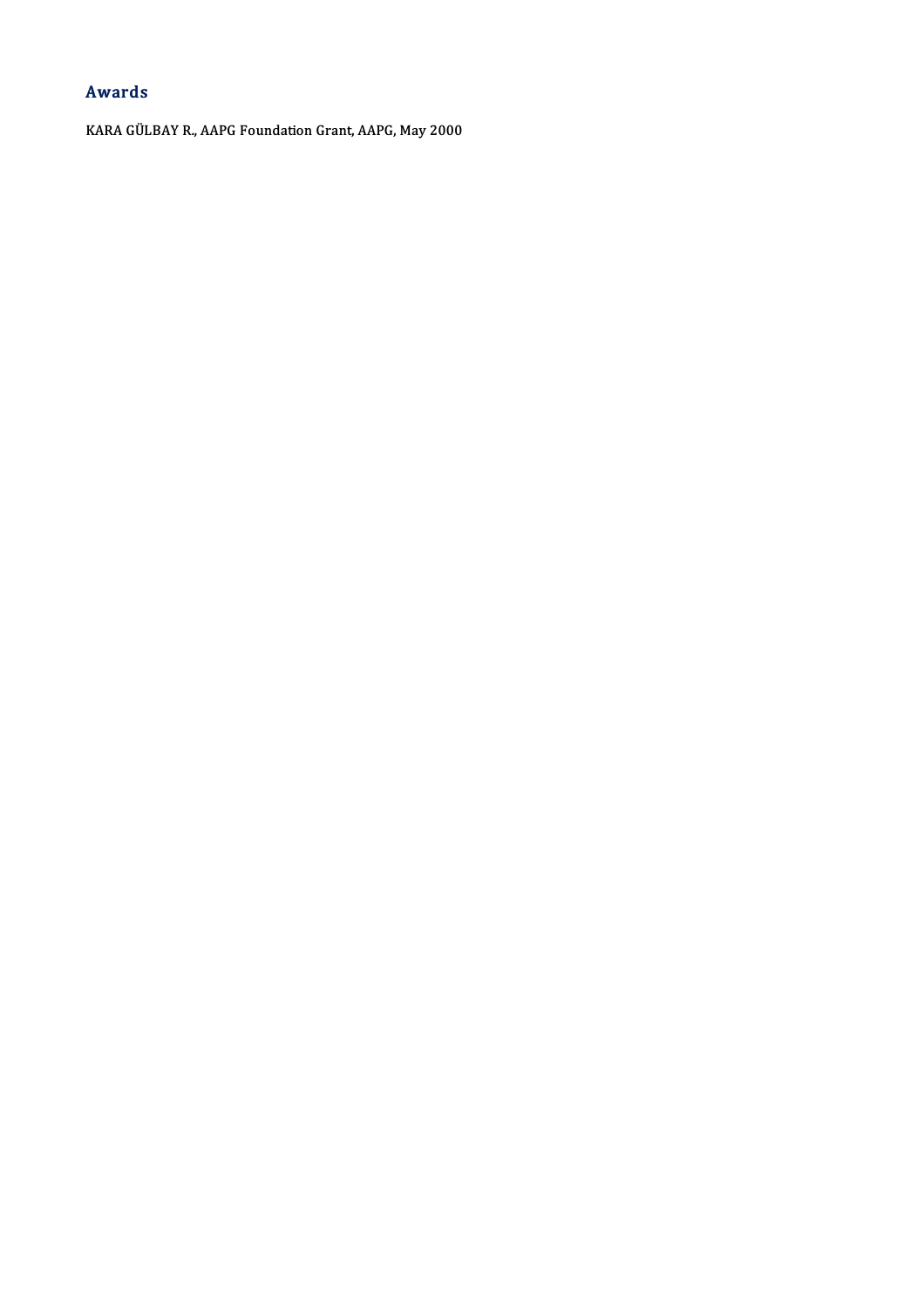## Awards

KARA GÜLBAY R., AAPG Foundation Grant, AAPG, May 2000